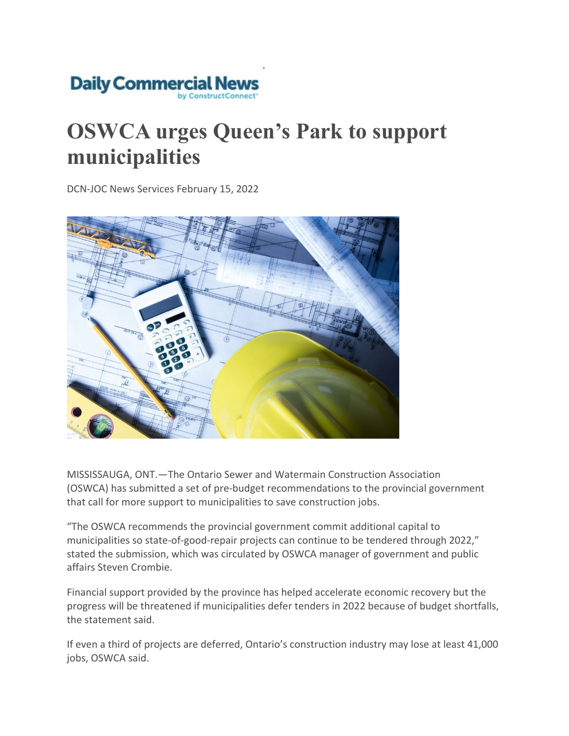Daily Commercial News
by ConstructConnect

# OSWCA urges Queen's Park to support municipalities

DCN-JOC News Services February 15, 2022

MISSISSAUGA, ONT.—The Ontario Sewer and Watermain Construction Association (OSWCA) has submitted a set of pre-budget recommendations to the provincial government that call for more support to municipalities to save construction jobs.

"The OSWCA recommends the provincial government commit additional capital to municipalities so state-of-good-repair projects can continue to be tendered through 2022," stated the submission, which was circulated by OSWCA manager of government and public affairs Steven Crombie.

Financial support provided by the province has helped accelerate economic recovery but the progress will be threatened if municipalities defer tenders in 2022 because of budget shortfalls, the statement said.

If even a third of projects are deferred, Ontario's construction industry may lose at least 41,000 jobs, OSWCA said.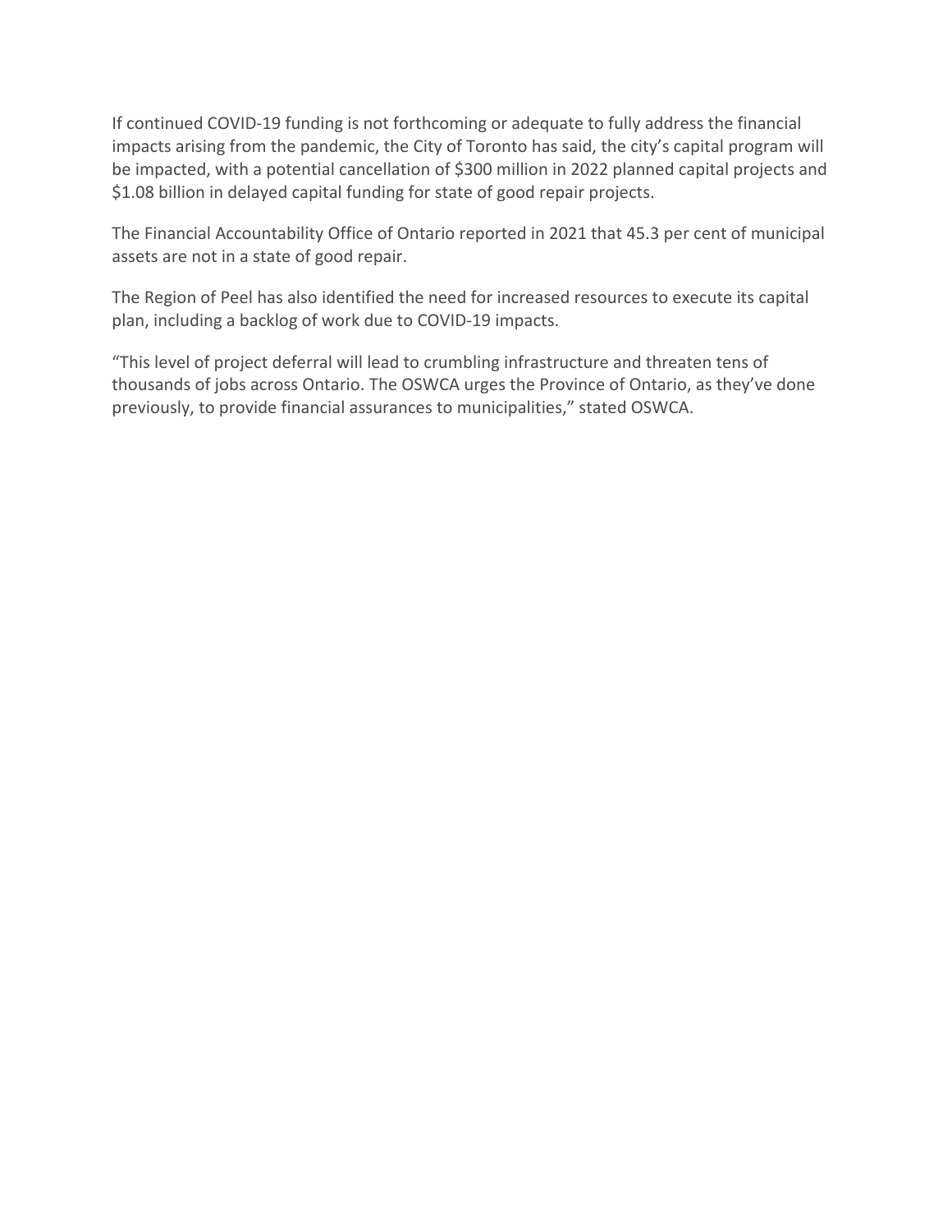If continued COVID-19 funding is not forthcoming or adequate to fully address the financial impacts arising from the pandemic, the City of Toronto has said, the city's capital program will be impacted, with a potential cancellation of $300 million in 2022 planned capital projects and $1.08 billion in delayed capital funding for state of good repair projects.

The Financial Accountability Office of Ontario reported in 2021 that 45.3 per cent of municipal assets are not in a state of good repair.

The Region of Peel has also identified the need for increased resources to execute its capital plan, including a backlog of work due to COVID-19 impacts.

"This level of project deferral will lead to crumbling infrastructure and threaten tens of thousands of jobs across Ontario. The OSWCA urges the Province of Ontario, as they've done previously, to provide financial assurances to municipalities," stated OSWCA.